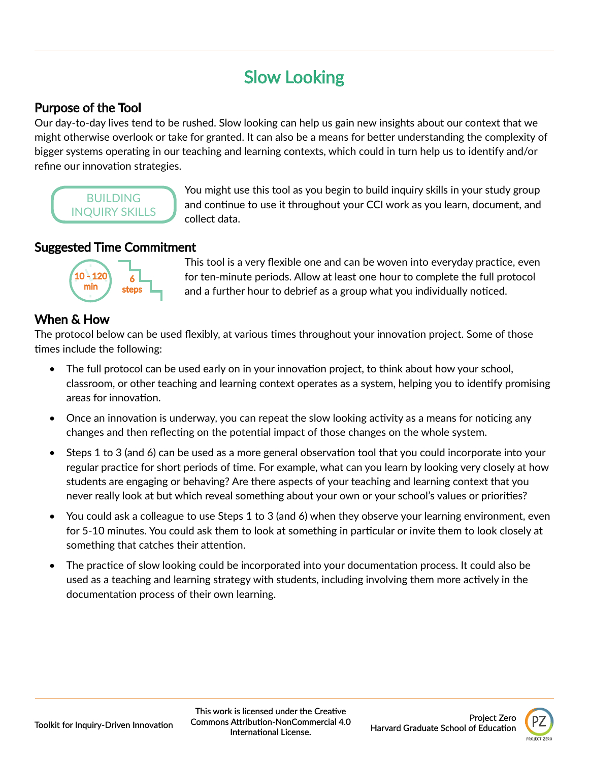# Slow Looking

## Purpose of the Tool

Our day-to-day lives tend to be rushed. Slow looking can help us gain new insights about our context that we might otherwise overlook or take for granted. It can also be a means for better understanding the complexity of bigger systems operating in our teaching and learning contexts, which could in turn help us to identify and/or refine our innovation strategies.

BUILDING INQUIRY SKILLS

You might use this tool as you begin to build inquiry skills in your study group and continue to use it throughout your CCI work as you learn, document, and collect data.

## Suggested Time Commitment

10 - 120 min

6 steps

This tool is a very flexible one and can be woven into everyday practice, even for ten-minute periods. Allow at least one hour to complete the full protocol and a further hour to debrief as a group what you individually noticed.

## When & How

The protocol below can be used flexibly, at various times throughout your innovation project. Some of those times include the following:

- The full protocol can be used early on in your innovation project, to think about how your school, classroom, or other teaching and learning context operates as a system, helping you to identify promising areas for innovation.
- Once an innovation is underway, you can repeat the slow looking activity as a means for noticing any changes and then reflecting on the potential impact of those changes on the whole system.
- Steps 1 to 3 (and 6) can be used as a more general observation tool that you could incorporate into your regular practice for short periods of time. For example, what can you learn by looking very closely at how students are engaging or behaving? Are there aspects of your teaching and learning context that you never really look at but which reveal something about your own or your school's values or priorities?
- You could ask a colleague to use Steps 1 to 3 (and 6) when they observe your learning environment, even for 5-10 minutes. You could ask them to look at something in particular or invite them to look closely at something that catches their attention.
- The practice of slow looking could be incorporated into your documentation process. It could also be used as a teaching and learning strategy with students, including involving them more actively in the documentation process of their own learning.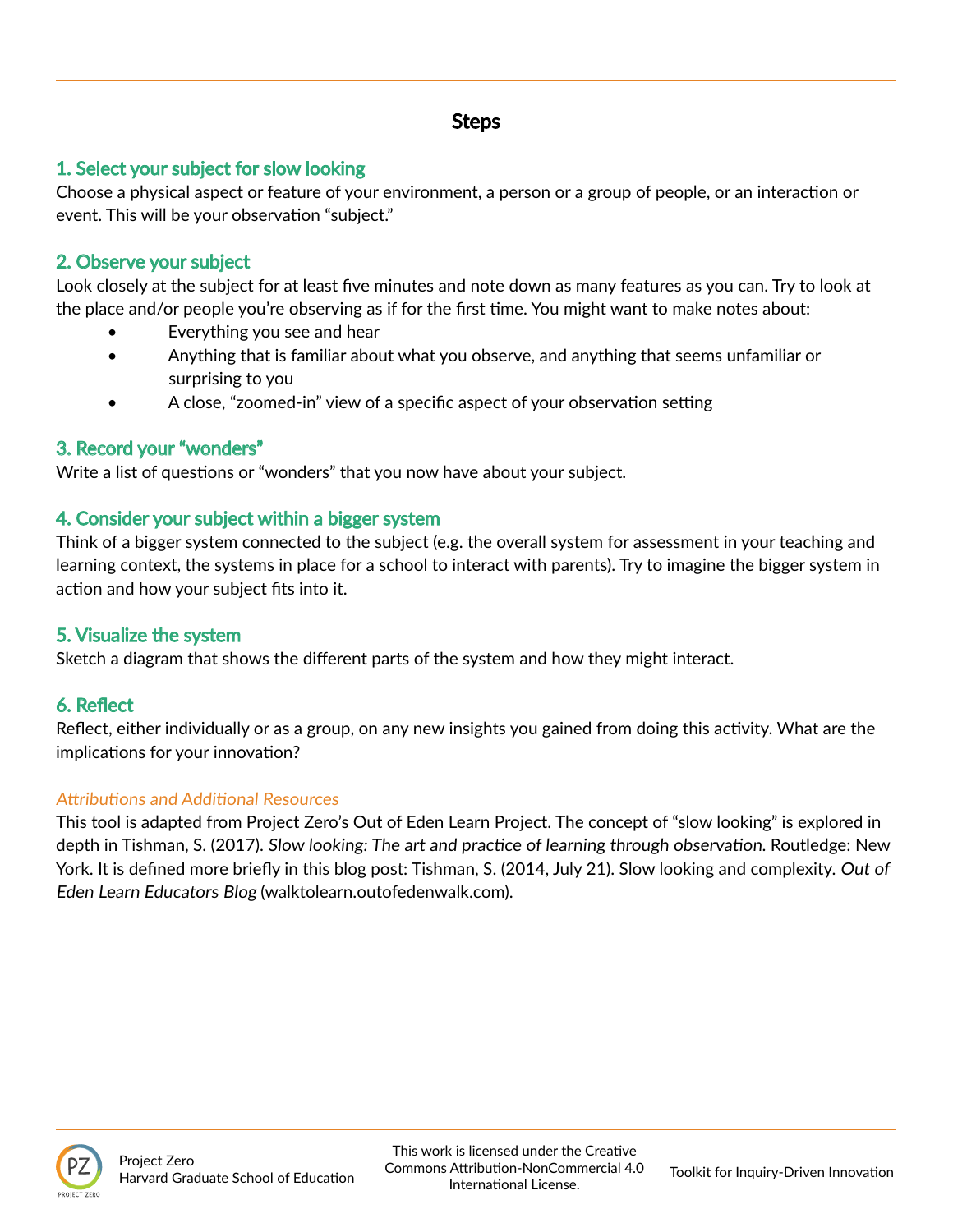## Steps

### 1. Select your subject for slow looking

Choose a physical aspect or feature of your environment, a person or a group of people, or an interaction or event. This will be your observation "subject."

### 2. Observe your subject

Look closely at the subject for at least five minutes and note down as many features as you can. Try to look at the place and/or people you're observing as if for the first time. You might want to make notes about:

- Everything you see and hear
- Anything that is familiar about what you observe, and anything that seems unfamiliar or surprising to you
- A close, "zoomed-in" view of a specific aspect of your observation setting

### 3. Record your "wonders"

Write a list of questions or "wonders" that you now have about your subject.

### 4. Consider your subject within a bigger system

Think of a bigger system connected to the subject (e.g. the overall system for assessment in your teaching and learning context, the systems in place for a school to interact with parents). Try to imagine the bigger system in action and how your subject fits into it.

### 5. Visualize the system

Sketch a diagram that shows the different parts of the system and how they might interact.

### 6. Reflect

Reflect, either individually or as a group, on any new insights you gained from doing this activity. What are the implications for your innovation?

*Attributions and Additional Resources*

This tool is adapted from Project Zero's Out of Eden Learn Project. The concept of "slow looking" is explored in depth in Tishman, S. (2017). *Slow looking: The art and practice of learning through observation.* Routledge: New York. It is defined more briefly in this blog post: Tishman, S. (2014, July 21). Slow looking and complexity. *Out of Eden Learn Educators Blog* (walktolearn.outofedenwalk.com).

This work is licensed under the Creative Commons Attribution-NonCommercial 4.0 International License.